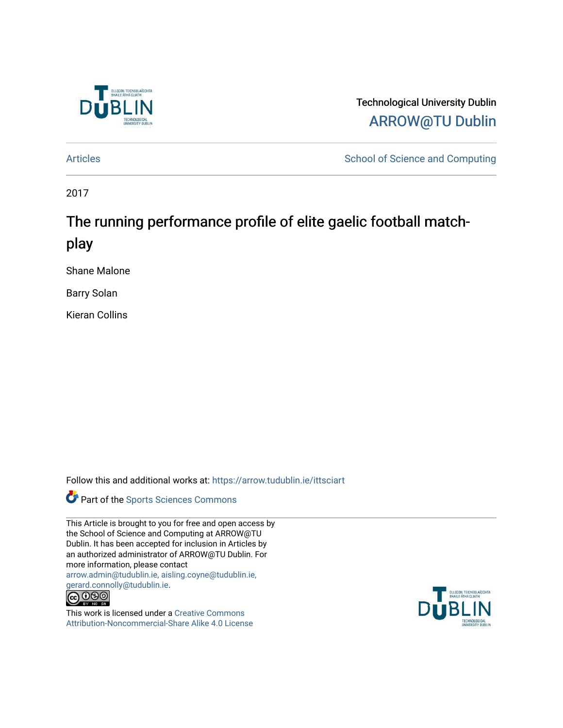Technological University Dublin

ARROW@TU Dublin

Articles | School of Science and Computing

2017

# The running performance profile of elite gaelic football match-play

Shane Malone

Barry Solan

Kieran Collins

Follow this and additional works at: https://arrow.tudublin.ie/ittsciart

Part of the Sports Sciences Commons

This Article is brought to you for free and open access by the School of Science and Computing at ARROW@TU Dublin. It has been accepted for inclusion in Articles by an authorized administrator of ARROW@TU Dublin. For more information, please contact arrow.admin@tudublin.ie, aisling.coyne@tudublin.ie, gerard.connolly@tudublin.ie.

This work is licensed under a Creative Commons Attribution-Noncommercial-Share Alike 4.0 License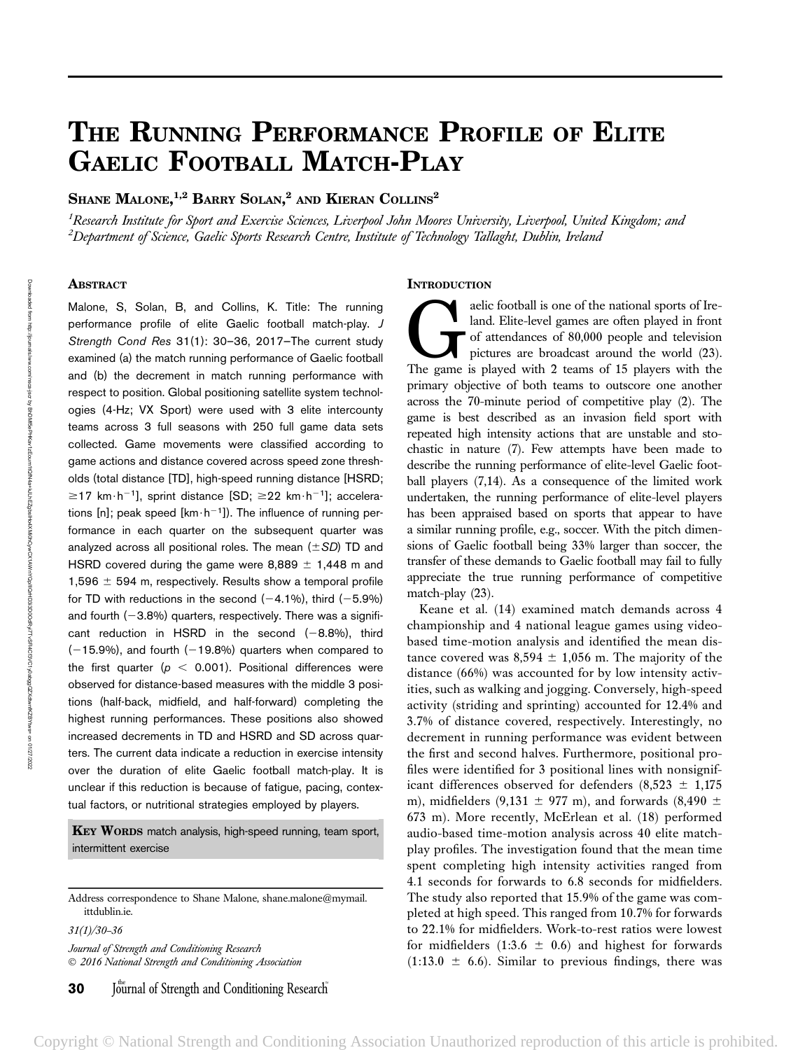# The Running Performance Profile of Elite Gaelic Football Match-Play

**Shane Malone,[1,2] Barry Solan,[2] and Kieran Collins[2]**

*[1]Research Institute for Sport and Exercise Sciences, Liverpool John Moores University, Liverpool, United Kingdom; and [2]Department of Science, Gaelic Sports Research Centre, Institute of Technology Tallaght, Dublin, Ireland*

## Abstract

Malone, S, Solan, B, and Collins, K. Title: The running performance profile of elite Gaelic football match-play. *J Strength Cond Res* 31(1): 30–36, 2017—The current study examined (a) the match running performance of Gaelic football and (b) the decrement in match running performance with respect to position. Global positioning satellite system technologies (4-Hz; VX Sport) were used with 3 elite intercounty teams across 3 full seasons with 250 full game data sets collected. Game movements were classified according to game actions and distance covered across speed zone thresholds (total distance [TD], high-speed running distance [HSRD; $\geq$17 $km \cdot h^{-1}$], sprint distance [SD; $\geq$22 $km \cdot h^{-1}$]; accelerations [n]; peak speed [$km \cdot h^{-1}$]). The influence of running performance in each quarter on the subsequent quarter was analyzed across all positional roles. The mean ($\pm$*SD*) TD and HSRD covered during the game were 8,889 $\pm$ 1,448 m and 1,596 $\pm$ 594 m, respectively. Results show a temporal profile for TD with reductions in the second ($-$4.1%), third ($-$5.9%) and fourth ($-$3.8%) quarters, respectively. There was a significant reduction in HSRD in the second ($-$8.8%), third ($-$15.9%), and fourth ($-$19.8%) quarters when compared to the first quarter ($p < 0.001$). Positional differences were observed for distance-based measures with the middle 3 positions (half-back, midfield, and half-forward) completing the highest running performances. These positions also showed increased decrements in TD and HSRD and SD across quarters. The current data indicate a reduction in exercise intensity over the duration of elite Gaelic football match-play. It is unclear if this reduction is because of fatigue, pacing, contextual factors, or nutritional strategies employed by players.

**Key Words** match analysis, high-speed running, team sport, intermittent exercise

Address correspondence to Shane Malone, shane.malone@mymail.ittdublin.ie.

*31(1)/30–36*

*Journal of Strength and Conditioning Research*
© 2016 National Strength and Conditioning Association

## Introduction

Gaelic football is one of the national sports of Ireland. Elite-level games are often played in front of attendances of 80,000 people and television pictures are broadcast around the world (23). The game is played with 2 teams of 15 players with the primary objective of both teams to outscore one another across the 70-minute period of competitive play (2). The game is best described as an invasion field sport with repeated high intensity actions that are unstable and stochastic in nature (7). Few attempts have been made to describe the running performance of elite-level Gaelic football players (7,14). As a consequence of the limited work undertaken, the running performance of elite-level players has been appraised based on sports that appear to have a similar running profile, e.g., soccer. With the pitch dimensions of Gaelic football being 33% larger than soccer, the transfer of these demands to Gaelic football may fail to fully appreciate the true running performance of competitive match-play (23).

Keane et al. (14) examined match demands across 4 championship and 4 national league games using video-based time-motion analysis and identified the mean distance covered was 8,594 $\pm$ 1,056 m. The majority of the distance (66%) was accounted for by low intensity activities, such as walking and jogging. Conversely, high-speed activity (striding and sprinting) accounted for 12.4% and 3.7% of distance covered, respectively. Interestingly, no decrement in running performance was evident between the first and second halves. Furthermore, positional profiles were identified for 3 positional lines with nonsignificant differences observed for defenders (8,523 $\pm$ 1,175 m), midfielders (9,131 $\pm$ 977 m), and forwards (8,490 $\pm$ 673 m). More recently, McErlean et al. (18) performed audio-based time-motion analysis across 40 elite match-play profiles. The investigation found that the mean time spent completing high intensity activities ranged from 4.1 seconds for forwards to 6.8 seconds for midfielders. The study also reported that 15.9% of the game was completed at high speed. This ranged from 10.7% for forwards to 22.1% for midfielders. Work-to-rest ratios were lowest for midfielders (1:3.6 $\pm$ 0.6) and highest for forwards (1:13.0 $\pm$ 6.6). Similar to previous findings, there was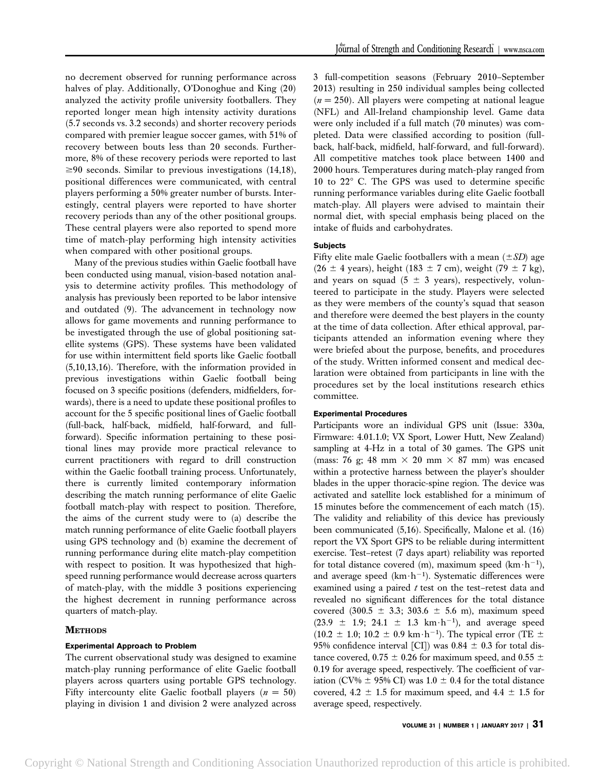no decrement observed for running performance across halves of play. Additionally, O'Donoghue and King (20) analyzed the activity profile university footballers. They reported longer mean high intensity activity durations (5.7 seconds vs. 3.2 seconds) and shorter recovery periods compared with premier league soccer games, with 51% of recovery between bouts less than 20 seconds. Furthermore, 8% of these recovery periods were reported to last $\geq$90 seconds. Similar to previous investigations (14,18), positional differences were communicated, with central players performing a 50% greater number of bursts. Interestingly, central players were reported to have shorter recovery periods than any of the other positional groups. These central players were also reported to spend more time of match-play performing high intensity activities when compared with other positional groups.

Many of the previous studies within Gaelic football have been conducted using manual, vision-based notation analysis to determine activity profiles. This methodology of analysis has previously been reported to be labor intensive and outdated (9). The advancement in technology now allows for game movements and running performance to be investigated through the use of global positioning satellite systems (GPS). These systems have been validated for use within intermittent field sports like Gaelic football (5,10,13,16). Therefore, with the information provided in previous investigations within Gaelic football being focused on 3 specific positions (defenders, midfielders, forwards), there is a need to update these positional profiles to account for the 5 specific positional lines of Gaelic football (full-back, half-back, midfield, half-forward, and full-forward). Specific information pertaining to these positional lines may provide more practical relevance to current practitioners with regard to drill construction within the Gaelic football training process. Unfortunately, there is currently limited contemporary information describing the match running performance of elite Gaelic football match-play with respect to position. Therefore, the aims of the current study were to (a) describe the match running performance of elite Gaelic football players using GPS technology and (b) examine the decrement of running performance during elite match-play competition with respect to position. It was hypothesized that high-speed running performance would decrease across quarters of match-play, with the middle 3 positions experiencing the highest decrement in running performance across quarters of match-play.

## Methods

### Experimental Approach to Problem

The current observational study was designed to examine match-play running performance of elite Gaelic football players across quarters using portable GPS technology. Fifty intercounty elite Gaelic football players ($n = 50$) playing in division 1 and division 2 were analyzed across 3 full-competition seasons (February 2010–September 2013) resulting in 250 individual samples being collected ($n = 250$). All players were competing at national league (NFL) and All-Ireland championship level. Game data were only included if a full match (70 minutes) was completed. Data were classified according to position (full-back, half-back, midfield, half-forward, and full-forward). All competitive matches took place between 1400 and 2000 hours. Temperatures during match-play ranged from 10 to 22° C. The GPS was used to determine specific running performance variables during elite Gaelic football match-play. All players were advised to maintain their normal diet, with special emphasis being placed on the intake of fluids and carbohydrates.

### Subjects

Fifty elite male Gaelic footballers with a mean ($\pm SD$) age (26 $\pm$ 4 years), height (183 $\pm$ 7 cm), weight (79 $\pm$ 7 kg), and years on squad (5 $\pm$ 3 years), respectively, volunteered to participate in the study. Players were selected as they were members of the county's squad that season and therefore were deemed the best players in the county at the time of data collection. After ethical approval, participants attended an information evening where they were briefed about the purpose, benefits, and procedures of the study. Written informed consent and medical declaration were obtained from participants in line with the procedures set by the local institutions research ethics committee.

### Experimental Procedures

Participants wore an individual GPS unit (Issue: 330a, Firmware: 4.01.1.0; VX Sport, Lower Hutt, New Zealand) sampling at 4-Hz in a total of 30 games. The GPS unit (mass: 76 g; 48 mm $\times$ 20 mm $\times$ 87 mm) was encased within a protective harness between the player's shoulder blades in the upper thoracic-spine region. The device was activated and satellite lock established for a minimum of 15 minutes before the commencement of each match (15). The validity and reliability of this device has previously been communicated (5,16). Specifically, Malone et al. (16) report the VX Sport GPS to be reliable during intermittent exercise. Test–retest (7 days apart) reliability was reported for total distance covered (m), maximum speed ($km \cdot h^{-1}$), and average speed ($km \cdot h^{-1}$). Systematic differences were examined using a paired $t$ test on the test–retest data and revealed no significant differences for the total distance covered (300.5 $\pm$ 3.3; 303.6 $\pm$ 5.6 m), maximum speed (23.9 $\pm$ 1.9; 24.1 $\pm$ 1.3 $km \cdot h^{-1}$), and average speed (10.2 $\pm$ 1.0; 10.2 $\pm$ 0.9 $km \cdot h^{-1}$). The typical error (TE $\pm$ 95% confidence interval [CI]) was 0.84 $\pm$ 0.3 for total distance covered, 0.75 $\pm$ 0.26 for maximum speed, and 0.55 $\pm$ 0.19 for average speed, respectively. The coefficient of variation (CV% $\pm$ 95% CI) was 1.0 $\pm$ 0.4 for the total distance covered, 4.2 $\pm$ 1.5 for maximum speed, and 4.4 $\pm$ 1.5 for average speed, respectively.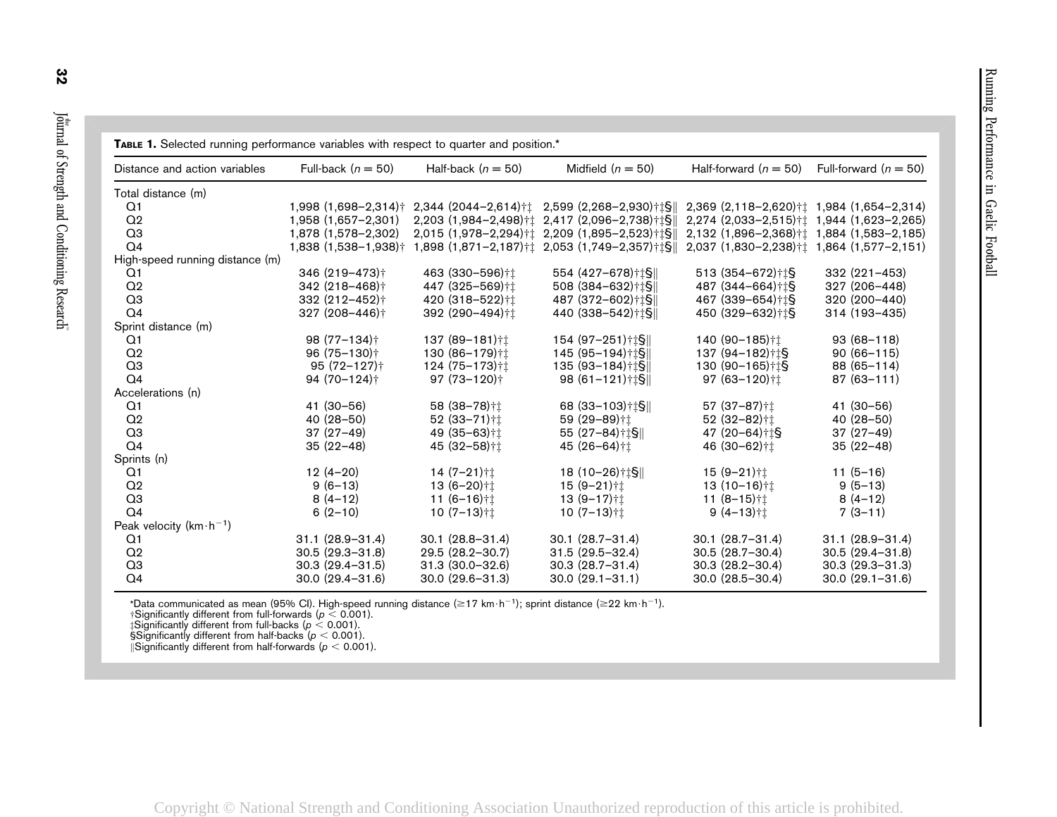**TABLE 1.** Selected running performance variables with respect to quarter and position.*

| Distance and action variables | Full-back ($n = 50$) | Half-back ($n = 50$) | Midfield ($n = 50$) | Half-forward ($n = 50$) | Full-forward ($n = 50$) |
|---|---|---|---|---|---|
| Total distance (m) | | | | | |
| Q1 | 1,998 (1,698–2,314)† | 2,344 (2044–2,614)†‡ | 2,599 (2,268–2,930)†‡§‖ | 2,369 (2,118–2,620)†‡ | 1,984 (1,654–2,314) |
| Q2 | 1,958 (1,657–2,301) | 2,203 (1,984–2,498)†‡ | 2,417 (2,096–2,738)†‡§‖ | 2,274 (2,033–2,515)†‡ | 1,944 (1,623–2,265) |
| Q3 | 1,878 (1,578–2,302) | 2,015 (1,978–2,294)†‡ | 2,209 (1,895–2,523)†‡§‖ | 2,132 (1,896–2,368)†‡ | 1,884 (1,583–2,185) |
| Q4 | 1,838 (1,538–1,938)† | 1,898 (1,871–2,187)†‡ | 2,053 (1,749–2,357)†‡§‖ | 2,037 (1,830–2,238)†‡ | 1,864 (1,577–2,151) |
| High-speed running distance (m) | | | | | |
| Q1 | 346 (219–473)† | 463 (330–596)†‡ | 554 (427–678)†‡§‖ | 513 (354–672)†‡§ | 332 (221–453) |
| Q2 | 342 (218–468)† | 447 (325–569)†‡ | 508 (384–632)†‡§‖ | 487 (344–664)†‡§ | 327 (206–448) |
| Q3 | 332 (212–452)† | 420 (318–522)†‡ | 487 (372–602)†‡§‖ | 467 (339–654)†‡§ | 320 (200–440) |
| Q4 | 327 (208–446)† | 392 (290–494)†‡ | 440 (338–542)†‡§‖ | 450 (329–632)†‡§ | 314 (193–435) |
| Sprint distance (m) | | | | | |
| Q1 | 98 (77–134)† | 137 (89–181)†‡ | 154 (97–251)†‡§‖ | 140 (90–185)†‡ | 93 (68–118) |
| Q2 | 96 (75–130)† | 130 (86–179)†‡ | 145 (95–194)†‡§‖ | 137 (94–182)†‡§ | 90 (66–115) |
| Q3 | 95 (72–127)† | 124 (75–173)†‡ | 135 (93–184)†‡§‖ | 130 (90–165)†‡§ | 88 (65–114) |
| Q4 | 94 (70–124)† | 97 (73–120)† | 98 (61–121)†‡§‖ | 97 (63–120)†‡ | 87 (63–111) |
| Accelerations (n) | | | | | |
| Q1 | 41 (30–56) | 58 (38–78)†‡ | 68 (33–103)†‡§‖ | 57 (37–87)†‡ | 41 (30–56) |
| Q2 | 40 (28–50) | 52 (33–71)†‡ | 59 (29–89)†‡ | 52 (32–82)†‡ | 40 (28–50) |
| Q3 | 37 (27–49) | 49 (35–63)†‡ | 55 (27–84)†‡§‖ | 47 (20–64)†‡§ | 37 (27–49) |
| Q4 | 35 (22–48) | 45 (32–58)†‡ | 45 (26–64)†‡ | 46 (30–62)†‡ | 35 (22–48) |
| Sprints (n) | | | | | |
| Q1 | 12 (4–20) | 14 (7–21)†‡ | 18 (10–26)†‡§‖ | 15 (9–21)†‡ | 11 (5–16) |
| Q2 | 9 (6–13) | 13 (6–20)†‡ | 15 (9–21)†‡ | 13 (10–16)†‡ | 9 (5–13) |
| Q3 | 8 (4–12) | 11 (6–16)†‡ | 13 (9–17)†‡ | 11 (8–15)†‡ | 8 (4–12) |
| Q4 | 6 (2–10) | 10 (7–13)†‡ | 10 (7–13)†‡ | 9 (4–13)†‡ | 7 (3–11) |
| Peak velocity ($km \cdot h^{-1}$) | | | | | |
| Q1 | 31.1 (28.9–31.4) | 30.1 (28.8–31.4) | 30.1 (28.7–31.4) | 30.1 (28.7–31.4) | 31.1 (28.9–31.4) |
| Q2 | 30.5 (29.3–31.8) | 29.5 (28.2–30.7) | 31.5 (29.5–32.4) | 30.5 (28.7–30.4) | 30.5 (29.4–31.8) |
| Q3 | 30.3 (29.4–31.5) | 31.3 (30.0–32.6) | 30.3 (28.7–31.4) | 30.3 (28.2–30.4) | 30.3 (29.3–31.3) |
| Q4 | 30.0 (29.4–31.6) | 30.0 (29.6–31.3) | 30.0 (29.1–31.1) | 30.0 (28.5–30.4) | 30.0 (29.1–31.6) |

*Data communicated as mean (95% CI). High-speed running distance ($\geq 17\ km \cdot h^{-1}$); sprint distance ($\geq 22\ km \cdot h^{-1}$).
†Significantly different from full-forwards ($p < 0.001$).
‡Significantly different from full-backs ($p < 0.001$).
§Significantly different from half-backs ($p < 0.001$).
‖Significantly different from half-forwards ($p < 0.001$).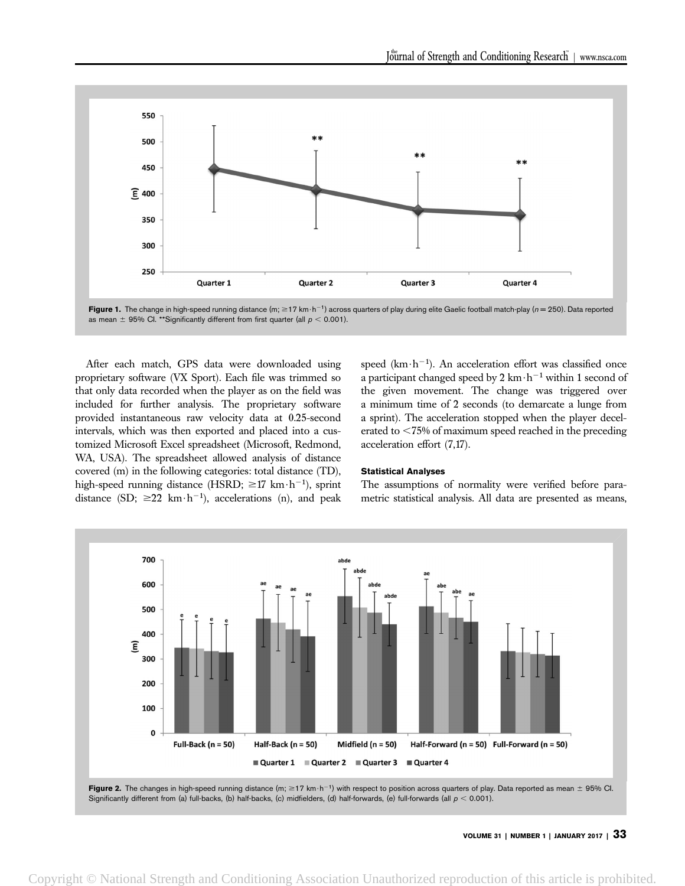Figure 1. The change in high-speed running distance (m; $\geq$17 km$\cdot$h$^{-1}$) across quarters of play during elite Gaelic football match-play ($n$ = 250). Data reported as mean ± 95% CI. **Significantly different from first quarter (all $p < 0.001$).

After each match, GPS data were downloaded using proprietary software (VX Sport). Each file was trimmed so that only data recorded when the player as on the field was included for further analysis. The proprietary software provided instantaneous raw velocity data at 0.25-second intervals, which was then exported and placed into a customized Microsoft Excel spreadsheet (Microsoft, Redmond, WA, USA). The spreadsheet allowed analysis of distance covered (m) in the following categories: total distance (TD), high-speed running distance (HSRD; $\geq$17 km$\cdot$h$^{-1}$), sprint distance (SD; $\geq$22 km$\cdot$h$^{-1}$), accelerations (n), and peak speed (km$\cdot$h$^{-1}$). An acceleration effort was classified once a participant changed speed by 2 km$\cdot$h$^{-1}$ within 1 second of the given movement. The change was triggered over a minimum time of 2 seconds (to demarcate a lunge from a sprint). The acceleration stopped when the player decelerated to <75% of maximum speed reached in the preceding acceleration effort (7,17).

#### Statistical Analyses

The assumptions of normality were verified before parametric statistical analysis. All data are presented as means,

Figure 2. The changes in high-speed running distance (m; $\geq$17 km$\cdot$h$^{-1}$) with respect to position across quarters of play. Data reported as mean ± 95% CI. Significantly different from (a) full-backs, (b) half-backs, (c) midfielders, (d) half-forwards, (e) full-forwards (all $p < 0.001$).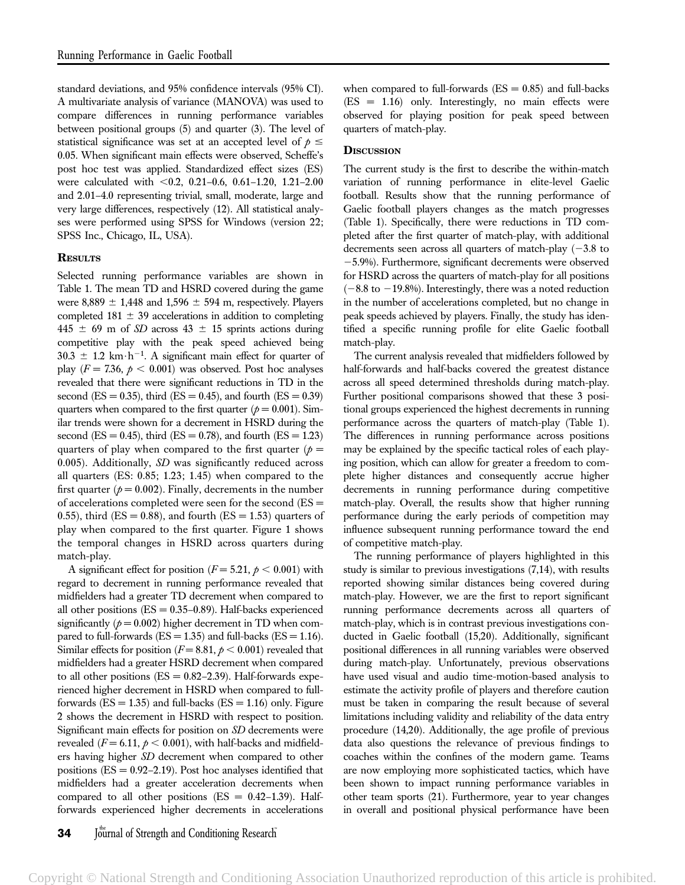standard deviations, and 95% confidence intervals (95% CI). A multivariate analysis of variance (MANOVA) was used to compare differences in running performance variables between positional groups (5) and quarter (3). The level of statistical significance was set at an accepted level of $p \leq 0.05$. When significant main effects were observed, Scheffe's post hoc test was applied. Standardized effect sizes (ES) were calculated with <0.2, 0.21–0.6, 0.61–1.20, 1.21–2.00 and 2.01–4.0 representing trivial, small, moderate, large and very large differences, respectively (12). All statistical analyses were performed using SPSS for Windows (version 22; SPSS Inc., Chicago, IL, USA).

## Results

Selected running performance variables are shown in Table 1. The mean TD and HSRD covered during the game were 8,889 ± 1,448 and 1,596 ± 594 m, respectively. Players completed 181 ± 39 accelerations in addition to completing 445 ± 69 m of *SD* across 43 ± 15 sprints actions during competitive play with the peak speed achieved being 30.3 ± 1.2 $km \cdot h^{-1}$. A significant main effect for quarter of play ($F = 7.36$, $p < 0.001$) was observed. Post hoc analyses revealed that there were significant reductions in TD in the second (ES = 0.35), third (ES = 0.45), and fourth (ES = 0.39) quarters when compared to the first quarter ($p = 0.001$). Similar trends were shown for a decrement in HSRD during the second (ES = 0.45), third (ES = 0.78), and fourth (ES = 1.23) quarters of play when compared to the first quarter ($p = 0.005$). Additionally, *SD* was significantly reduced across all quarters (ES: 0.85; 1.23; 1.45) when compared to the first quarter ($p = 0.002$). Finally, decrements in the number of accelerations completed were seen for the second (ES = 0.55), third (ES = 0.88), and fourth (ES = 1.53) quarters of play when compared to the first quarter. Figure 1 shows the temporal changes in HSRD across quarters during match-play.

A significant effect for position ($F = 5.21$, $p < 0.001$) with regard to decrement in running performance revealed that midfielders had a greater TD decrement when compared to all other positions (ES = 0.35–0.89). Half-backs experienced significantly ($p = 0.002$) higher decrement in TD when compared to full-forwards (ES = 1.35) and full-backs (ES = 1.16). Similar effects for position ($F = 8.81$, $p < 0.001$) revealed that midfielders had a greater HSRD decrement when compared to all other positions (ES = 0.82–2.39). Half-forwards experienced higher decrement in HSRD when compared to full-forwards (ES = 1.35) and full-backs (ES = 1.16) only. Figure 2 shows the decrement in HSRD with respect to position. Significant main effects for position on *SD* decrements were revealed ($F = 6.11$, $p < 0.001$), with half-backs and midfielders having higher *SD* decrement when compared to other positions (ES = 0.92–2.19). Post hoc analyses identified that midfielders had a greater acceleration decrements when compared to all other positions (ES = 0.42–1.39). Half-forwards experienced higher decrements in accelerations when compared to full-forwards (ES = 0.85) and full-backs (ES = 1.16) only. Interestingly, no main effects were observed for playing position for peak speed between quarters of match-play.

## Discussion

The current study is the first to describe the within-match variation of running performance in elite-level Gaelic football. Results show that the running performance of Gaelic football players changes as the match progresses (Table 1). Specifically, there were reductions in TD completed after the first quarter of match-play, with additional decrements seen across all quarters of match-play (−3.8 to −5.9%). Furthermore, significant decrements were observed for HSRD across the quarters of match-play for all positions (−8.8 to −19.8%). Interestingly, there was a noted reduction in the number of accelerations completed, but no change in peak speeds achieved by players. Finally, the study has identified a specific running profile for elite Gaelic football match-play.

The current analysis revealed that midfielders followed by half-forwards and half-backs covered the greatest distance across all speed determined thresholds during match-play. Further positional comparisons showed that these 3 positional groups experienced the highest decrements in running performance across the quarters of match-play (Table 1). The differences in running performance across positions may be explained by the specific tactical roles of each playing position, which can allow for greater a freedom to complete higher distances and consequently accrue higher decrements in running performance during competitive match-play. Overall, the results show that higher running performance during the early periods of competition may influence subsequent running performance toward the end of competitive match-play.

The running performance of players highlighted in this study is similar to previous investigations (7,14), with results reported showing similar distances being covered during match-play. However, we are the first to report significant running performance decrements across all quarters of match-play, which is in contrast previous investigations conducted in Gaelic football (15,20). Additionally, significant positional differences in all running variables were observed during match-play. Unfortunately, previous observations have used visual and audio time-motion-based analysis to estimate the activity profile of players and therefore caution must be taken in comparing the result because of several limitations including validity and reliability of the data entry procedure (14,20). Additionally, the age profile of previous data also questions the relevance of previous findings to coaches within the confines of the modern game. Teams are now employing more sophisticated tactics, which have been shown to impact running performance variables in other team sports (21). Furthermore, year to year changes in overall and positional physical performance have been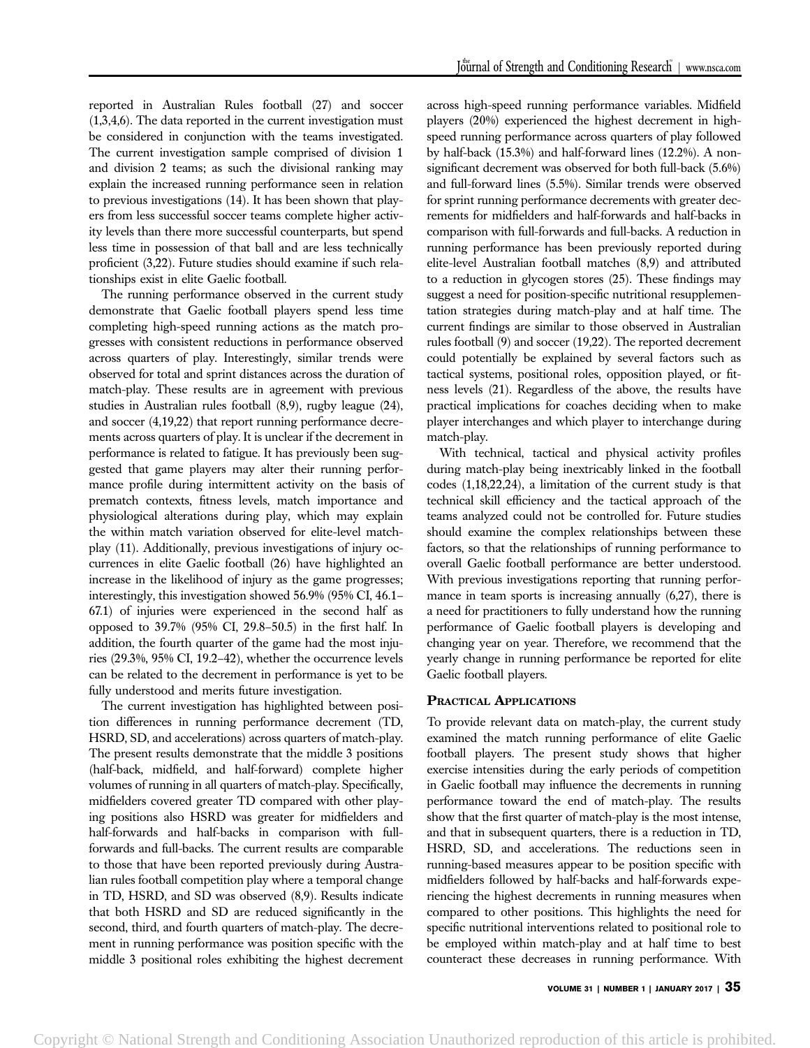reported in Australian Rules football (27) and soccer (1,3,4,6). The data reported in the current investigation must be considered in conjunction with the teams investigated. The current investigation sample comprised of division 1 and division 2 teams; as such the divisional ranking may explain the increased running performance seen in relation to previous investigations (14). It has been shown that players from less successful soccer teams complete higher activity levels than there more successful counterparts, but spend less time in possession of that ball and are less technically proficient (3,22). Future studies should examine if such relationships exist in elite Gaelic football.

The running performance observed in the current study demonstrate that Gaelic football players spend less time completing high-speed running actions as the match progresses with consistent reductions in performance observed across quarters of play. Interestingly, similar trends were observed for total and sprint distances across the duration of match-play. These results are in agreement with previous studies in Australian rules football (8,9), rugby league (24), and soccer (4,19,22) that report running performance decrements across quarters of play. It is unclear if the decrement in performance is related to fatigue. It has previously been suggested that game players may alter their running performance profile during intermittent activity on the basis of prematch contexts, fitness levels, match importance and physiological alterations during play, which may explain the within match variation observed for elite-level match-play (11). Additionally, previous investigations of injury occurrences in elite Gaelic football (26) have highlighted an increase in the likelihood of injury as the game progresses; interestingly, this investigation showed 56.9% (95% CI, 46.1–67.1) of injuries were experienced in the second half as opposed to 39.7% (95% CI, 29.8–50.5) in the first half. In addition, the fourth quarter of the game had the most injuries (29.3%, 95% CI, 19.2–42), whether the occurrence levels can be related to the decrement in performance is yet to be fully understood and merits future investigation.

The current investigation has highlighted between position differences in running performance decrement (TD, HSRD, SD, and accelerations) across quarters of match-play. The present results demonstrate that the middle 3 positions (half-back, midfield, and half-forward) complete higher volumes of running in all quarters of match-play. Specifically, midfielders covered greater TD compared with other playing positions also HSRD was greater for midfielders and half-forwards and half-backs in comparison with full-forwards and full-backs. The current results are comparable to those that have been reported previously during Australian rules football competition play where a temporal change in TD, HSRD, and SD was observed (8,9). Results indicate that both HSRD and SD are reduced significantly in the second, third, and fourth quarters of match-play. The decrement in running performance was position specific with the middle 3 positional roles exhibiting the highest decrement across high-speed running performance variables. Midfield players (20%) experienced the highest decrement in high-speed running performance across quarters of play followed by half-back (15.3%) and half-forward lines (12.2%). A non-significant decrement was observed for both full-back (5.6%) and full-forward lines (5.5%). Similar trends were observed for sprint running performance decrements with greater decrements for midfielders and half-forwards and half-backs in comparison with full-forwards and full-backs. A reduction in running performance has been previously reported during elite-level Australian football matches (8,9) and attributed to a reduction in glycogen stores (25). These findings may suggest a need for position-specific nutritional resupplementation strategies during match-play and at half time. The current findings are similar to those observed in Australian rules football (9) and soccer (19,22). The reported decrement could potentially be explained by several factors such as tactical systems, positional roles, opposition played, or fitness levels (21). Regardless of the above, the results have practical implications for coaches deciding when to make player interchanges and which player to interchange during match-play.

With technical, tactical and physical activity profiles during match-play being inextricably linked in the football codes (1,18,22,24), a limitation of the current study is that technical skill efficiency and the tactical approach of the teams analyzed could not be controlled for. Future studies should examine the complex relationships between these factors, so that the relationships of running performance to overall Gaelic football performance are better understood. With previous investigations reporting that running performance in team sports is increasing annually (6,27), there is a need for practitioners to fully understand how the running performance of Gaelic football players is developing and changing year on year. Therefore, we recommend that the yearly change in running performance be reported for elite Gaelic football players.

## Practical Applications

To provide relevant data on match-play, the current study examined the match running performance of elite Gaelic football players. The present study shows that higher exercise intensities during the early periods of competition in Gaelic football may influence the decrements in running performance toward the end of match-play. The results show that the first quarter of match-play is the most intense, and that in subsequent quarters, there is a reduction in TD, HSRD, SD, and accelerations. The reductions seen in running-based measures appear to be position specific with midfielders followed by half-backs and half-forwards experiencing the highest decrements in running measures when compared to other positions. This highlights the need for specific nutritional interventions related to positional role to be employed within match-play and at half time to best counteract these decreases in running performance. With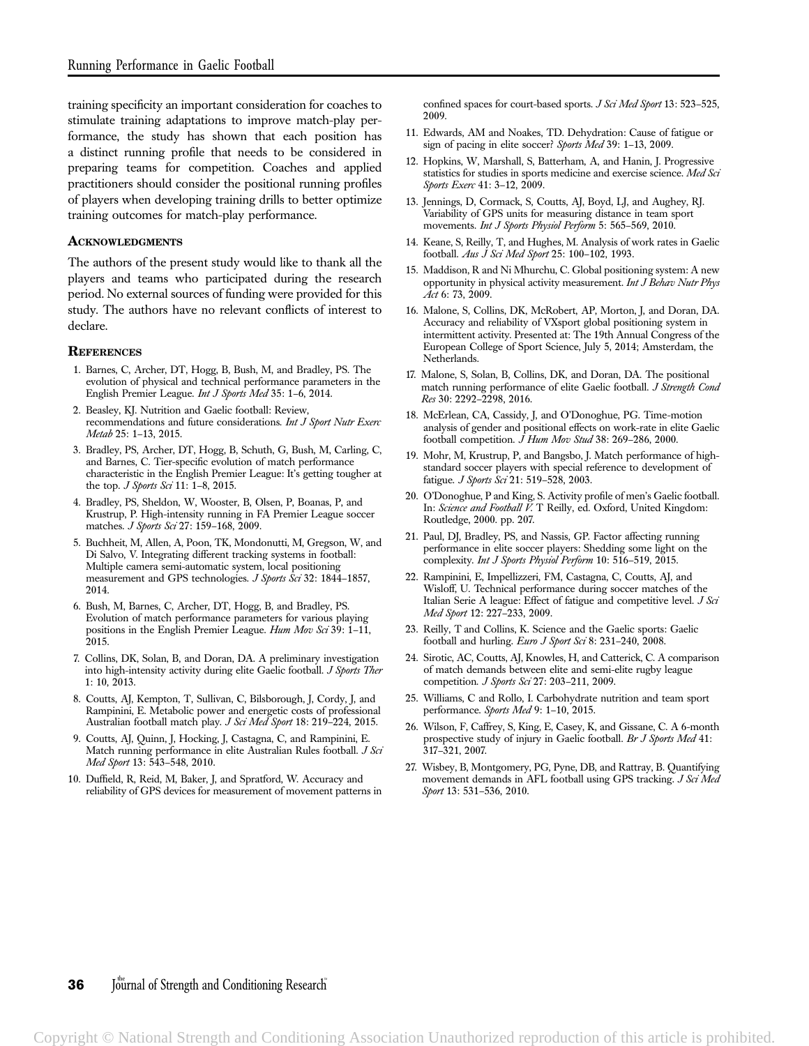training specificity an important consideration for coaches to stimulate training adaptations to improve match-play performance, the study has shown that each position has a distinct running profile that needs to be considered in preparing teams for competition. Coaches and applied practitioners should consider the positional running profiles of players when developing training drills to better optimize training outcomes for match-play performance.

## Acknowledgments

The authors of the present study would like to thank all the players and teams who participated during the research period. No external sources of funding were provided for this study. The authors have no relevant conflicts of interest to declare.

## References

1. Barnes, C, Archer, DT, Hogg, B, Bush, M, and Bradley, PS. The evolution of physical and technical performance parameters in the English Premier League. *Int J Sports Med* 35: 1–6, 2014.
2. Beasley, KJ. Nutrition and Gaelic football: Review, recommendations and future considerations. *Int J Sport Nutr Exerc Metab* 25: 1–13, 2015.
3. Bradley, PS, Archer, DT, Hogg, B, Schuth, G, Bush, M, Carling, C, and Barnes, C. Tier-specific evolution of match performance characteristic in the English Premier League: It's getting tougher at the top. *J Sports Sci* 11: 1–8, 2015.
4. Bradley, PS, Sheldon, W, Wooster, B, Olsen, P, Boanas, P, and Krustrup, P. High-intensity running in FA Premier League soccer matches. *J Sports Sci* 27: 159–168, 2009.
5. Buchheit, M, Allen, A, Poon, TK, Mondonutti, M, Gregson, W, and Di Salvo, V. Integrating different tracking systems in football: Multiple camera semi-automatic system, local positioning measurement and GPS technologies. *J Sports Sci* 32: 1844–1857, 2014.
6. Bush, M, Barnes, C, Archer, DT, Hogg, B, and Bradley, PS. Evolution of match performance parameters for various playing positions in the English Premier League. *Hum Mov Sci* 39: 1–11, 2015.
7. Collins, DK, Solan, B, and Doran, DA. A preliminary investigation into high-intensity activity during elite Gaelic football. *J Sports Ther* 1: 10, 2013.
8. Coutts, AJ, Kempton, T, Sullivan, C, Bilsborough, J, Cordy, J, and Rampinini, E. Metabolic power and energetic costs of professional Australian football match play. *J Sci Med Sport* 18: 219–224, 2015.
9. Coutts, AJ, Quinn, J, Hocking, J, Castagna, C, and Rampinini, E. Match running performance in elite Australian Rules football. *J Sci Med Sport* 13: 543–548, 2010.
10. Duffield, R, Reid, M, Baker, J, and Spratford, W. Accuracy and reliability of GPS devices for measurement of movement patterns in confined spaces for court-based sports. *J Sci Med Sport* 13: 523–525, 2009.
11. Edwards, AM and Noakes, TD. Dehydration: Cause of fatigue or sign of pacing in elite soccer? *Sports Med* 39: 1–13, 2009.
12. Hopkins, W, Marshall, S, Batterham, A, and Hanin, J. Progressive statistics for studies in sports medicine and exercise science. *Med Sci Sports Exerc* 41: 3–12, 2009.
13. Jennings, D, Cormack, S, Coutts, AJ, Boyd, LJ, and Aughey, RJ. Variability of GPS units for measuring distance in team sport movements. *Int J Sports Physiol Perform* 5: 565–569, 2010.
14. Keane, S, Reilly, T, and Hughes, M. Analysis of work rates in Gaelic football. *Aus J Sci Med Sport* 25: 100–102, 1993.
15. Maddison, R and Ni Mhurchu, C. Global positioning system: A new opportunity in physical activity measurement. *Int J Behav Nutr Phys Act* 6: 73, 2009.
16. Malone, S, Collins, DK, McRobert, AP, Morton, J, and Doran, DA. Accuracy and reliability of VXsport global positioning system in intermittent activity. Presented at: The 19th Annual Congress of the European College of Sport Science, July 5, 2014; Amsterdam, the Netherlands.
17. Malone, S, Solan, B, Collins, DK, and Doran, DA. The positional match running performance of elite Gaelic football. *J Strength Cond Res* 30: 2292–2298, 2016.
18. McErlean, CA, Cassidy, J, and O'Donoghue, PG. Time-motion analysis of gender and positional effects on work-rate in elite Gaelic football competition. *J Hum Mov Stud* 38: 269–286, 2000.
19. Mohr, M, Krustrup, P, and Bangsbo, J. Match performance of high-standard soccer players with special reference to development of fatigue. *J Sports Sci* 21: 519–528, 2003.
20. O'Donoghue, P and King, S. Activity profile of men's Gaelic football. In: *Science and Football V*. T Reilly, ed. Oxford, United Kingdom: Routledge, 2000. pp. 207.
21. Paul, DJ, Bradley, PS, and Nassis, GP. Factor affecting running performance in elite soccer players: Shedding some light on the complexity. *Int J Sports Physiol Perform* 10: 516–519, 2015.
22. Rampinini, E, Impellizzeri, FM, Castagna, C, Coutts, AJ, and Wisloff, U. Technical performance during soccer matches of the Italian Serie A league: Effect of fatigue and competitive level. *J Sci Med Sport* 12: 227–233, 2009.
23. Reilly, T and Collins, K. Science and the Gaelic sports: Gaelic football and hurling. *Euro J Sport Sci* 8: 231–240, 2008.
24. Sirotic, AC, Coutts, AJ, Knowles, H, and Catterick, C. A comparison of match demands between elite and semi-elite rugby league competition. *J Sports Sci* 27: 203–211, 2009.
25. Williams, C and Rollo, I. Carbohydrate nutrition and team sport performance. *Sports Med* 9: 1–10, 2015.
26. Wilson, F, Caffrey, S, King, E, Casey, K, and Gissane, C. A 6-month prospective study of injury in Gaelic football. *Br J Sports Med* 41: 317–321, 2007.
27. Wisbey, B, Montgomery, PG, Pyne, DB, and Rattray, B. Quantifying movement demands in AFL football using GPS tracking. *J Sci Med Sport* 13: 531–536, 2010.